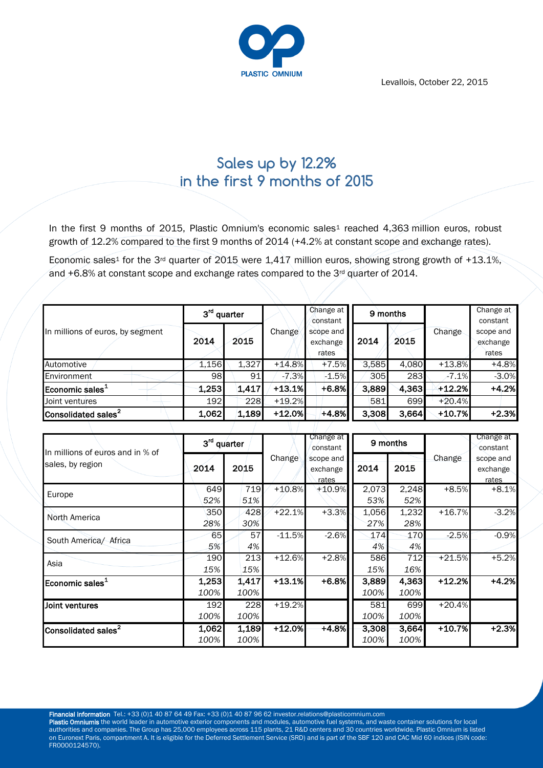PLASTIC OMNIUM

Levallois, October 22, 2015

# Sales up by 12.2% in the first 9 months of 2015

In the first 9 months of 2015, Plastic Omnium's economic sales[1] reached 4,363 million euros, robust growth of 12.2% compared to the first 9 months of 2014 (+4.2% at constant scope and exchange rates).

Economic sales[1] for the 3rd quarter of 2015 were 1,417 million euros, showing strong growth of +13.1%, and +6.8% at constant scope and exchange rates compared to the 3rd quarter of 2014.

| In millions of euros, by segment | 3rd quarter | | Change | Change at constant scope and exchange rates | 9 months | | Change | Change at constant scope and exchange rates |
|---|---|---|---|---|---|---|---|---|
| | 2014 | 2015 | | | 2014 | 2015 | | |
| Automotive | 1,156 | 1,327 | +14.8% | +7.5% | 3,585 | 4,080 | +13.8% | +4.8% |
| Environment | 98 | 91 | -7.3% | -1.5% | 305 | 283 | -7.1% | -3.0% |
| **Economic sales[1]** | **1,253** | **1,417** | **+13.1%** | **+6.8%** | **3,889** | **4,363** | **+12.2%** | **+4.2%** |
| Joint ventures | 192 | 228 | +19.2% | | 581 | 699 | +20.4% | |
| **Consolidated sales[2]** | **1,062** | **1,189** | **+12.0%** | **+4.8%** | **3,308** | **3,664** | **+10.7%** | **+2.3%** |

| In millions of euros and in % of sales, by region | 3rd quarter | | Change | Change at constant scope and exchange rates | 9 months | | Change | Change at constant scope and exchange rates |
|---|---|---|---|---|---|---|---|---|
| | 2014 | 2015 | | | 2014 | 2015 | | |
| Europe | 649<br>*52%* | 719<br>*51%* | +10.8% | +10.9% | 2,073<br>*53%* | 2,248<br>*52%* | +8.5% | +8.1% |
| North America | 350<br>*28%* | 428<br>*30%* | +22.1% | +3.3% | 1,056<br>*27%* | 1,232<br>*28%* | +16.7% | -3.2% |
| South America/ Africa | 65<br>*5%* | 57<br>*4%* | -11.5% | -2.6% | 174<br>*4%* | 170<br>*4%* | -2.5% | -0.9% |
| Asia | 190<br>*15%* | 213<br>*15%* | +12.6% | +2.8% | 586<br>*15%* | 712<br>*16%* | +21.5% | +5.2% |
| **Economic sales[1]** | **1,253**<br>*100%* | **1,417**<br>*100%* | **+13.1%** | **+6.8%** | **3,889**<br>*100%* | **4,363**<br>*100%* | **+12.2%** | **+4.2%** |
| **Joint ventures** | 192<br>*100%* | 228<br>*100%* | +19.2% | | 581<br>*100%* | 699<br>*100%* | +20.4% | |
| **Consolidated sales[2]** | **1,062**<br>*100%* | **1,189**<br>*100%* | **+12.0%** | **+4.8%** | **3,308**<br>*100%* | **3,664**<br>*100%* | **+10.7%** | **+2.3%** |

**Financial information** Tel.: +33 (0)1 40 87 64 49 Fax: +33 (0)1 40 87 96 62 investor.relations@plasticomnium.com

**Plastic Omnium**is the world leader in automotive exterior components and modules, automotive fuel systems, and waste container solutions for local authorities and companies. The Group has 25,000 employees across 115 plants, 21 R&D centers and 30 countries worldwide. Plastic Omnium is listed on Euronext Paris, compartment A. It is eligible for the Deferred Settlement Service (SRD) and is part of the SBF 120 and CAC Mid 60 indices (ISIN code: FR0000124570).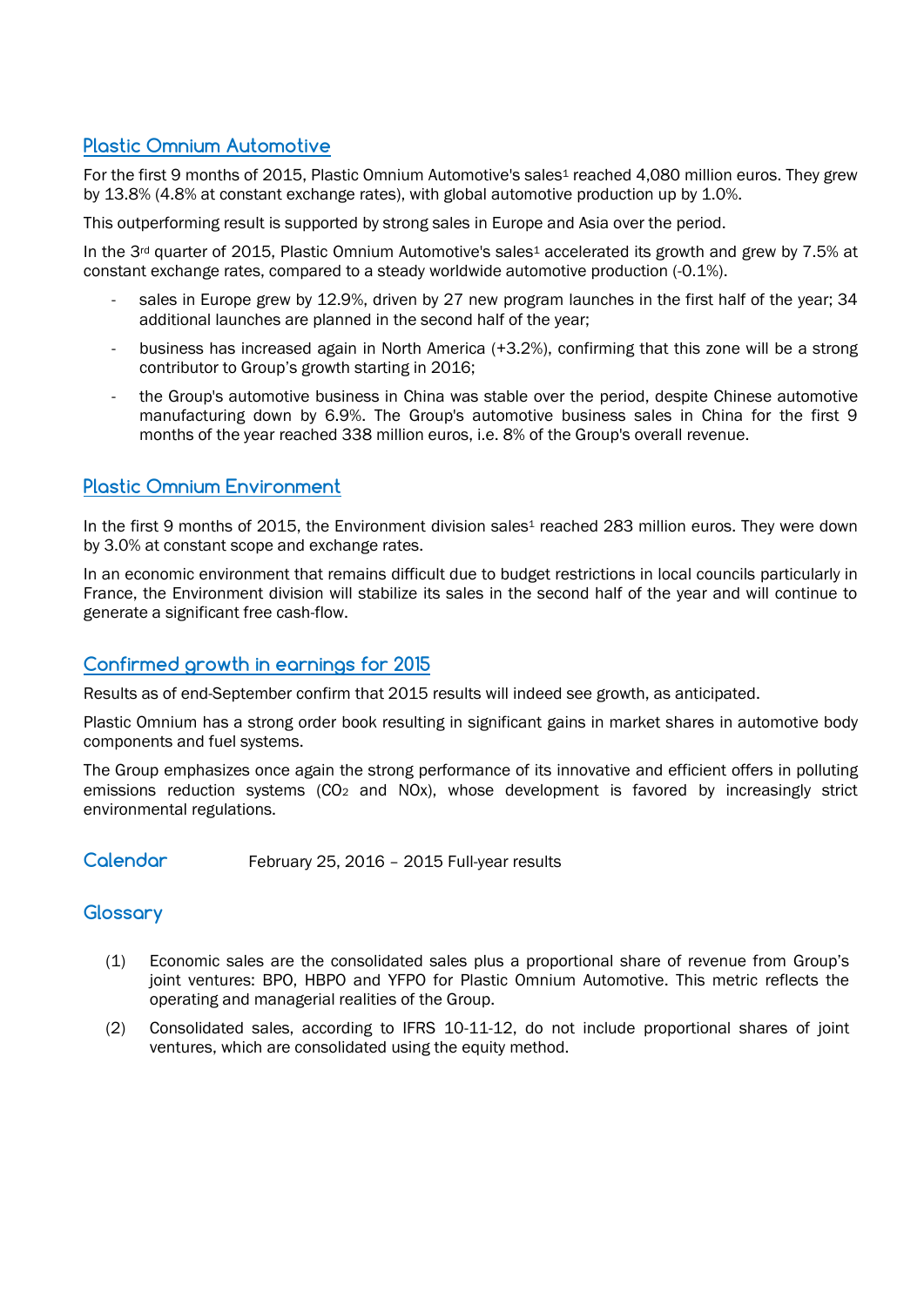## Plastic Omnium Automotive

For the first 9 months of 2015, Plastic Omnium Automotive's sales[1] reached 4,080 million euros. They grew by 13.8% (4.8% at constant exchange rates), with global automotive production up by 1.0%.

This outperforming result is supported by strong sales in Europe and Asia over the period.

In the 3rd quarter of 2015, Plastic Omnium Automotive's sales[1] accelerated its growth and grew by 7.5% at constant exchange rates, compared to a steady worldwide automotive production (-0.1%).

- sales in Europe grew by 12.9%, driven by 27 new program launches in the first half of the year; 34 additional launches are planned in the second half of the year;
- business has increased again in North America (+3.2%), confirming that this zone will be a strong contributor to Group's growth starting in 2016;
- the Group's automotive business in China was stable over the period, despite Chinese automotive manufacturing down by 6.9%. The Group's automotive business sales in China for the first 9 months of the year reached 338 million euros, i.e. 8% of the Group's overall revenue.

## Plastic Omnium Environment

In the first 9 months of 2015, the Environment division sales[1] reached 283 million euros. They were down by 3.0% at constant scope and exchange rates.

In an economic environment that remains difficult due to budget restrictions in local councils particularly in France, the Environment division will stabilize its sales in the second half of the year and will continue to generate a significant free cash-flow.

## Confirmed growth in earnings for 2015

Results as of end-September confirm that 2015 results will indeed see growth, as anticipated.

Plastic Omnium has a strong order book resulting in significant gains in market shares in automotive body components and fuel systems.

The Group emphasizes once again the strong performance of its innovative and efficient offers in polluting emissions reduction systems ($CO_2$ and NOx), whose development is favored by increasingly strict environmental regulations.

## Calendar

February 25, 2016 – 2015 Full-year results

## Glossary

(1) Economic sales are the consolidated sales plus a proportional share of revenue from Group's joint ventures: BPO, HBPO and YFPO for Plastic Omnium Automotive. This metric reflects the operating and managerial realities of the Group.

(2) Consolidated sales, according to IFRS 10-11-12, do not include proportional shares of joint ventures, which are consolidated using the equity method.